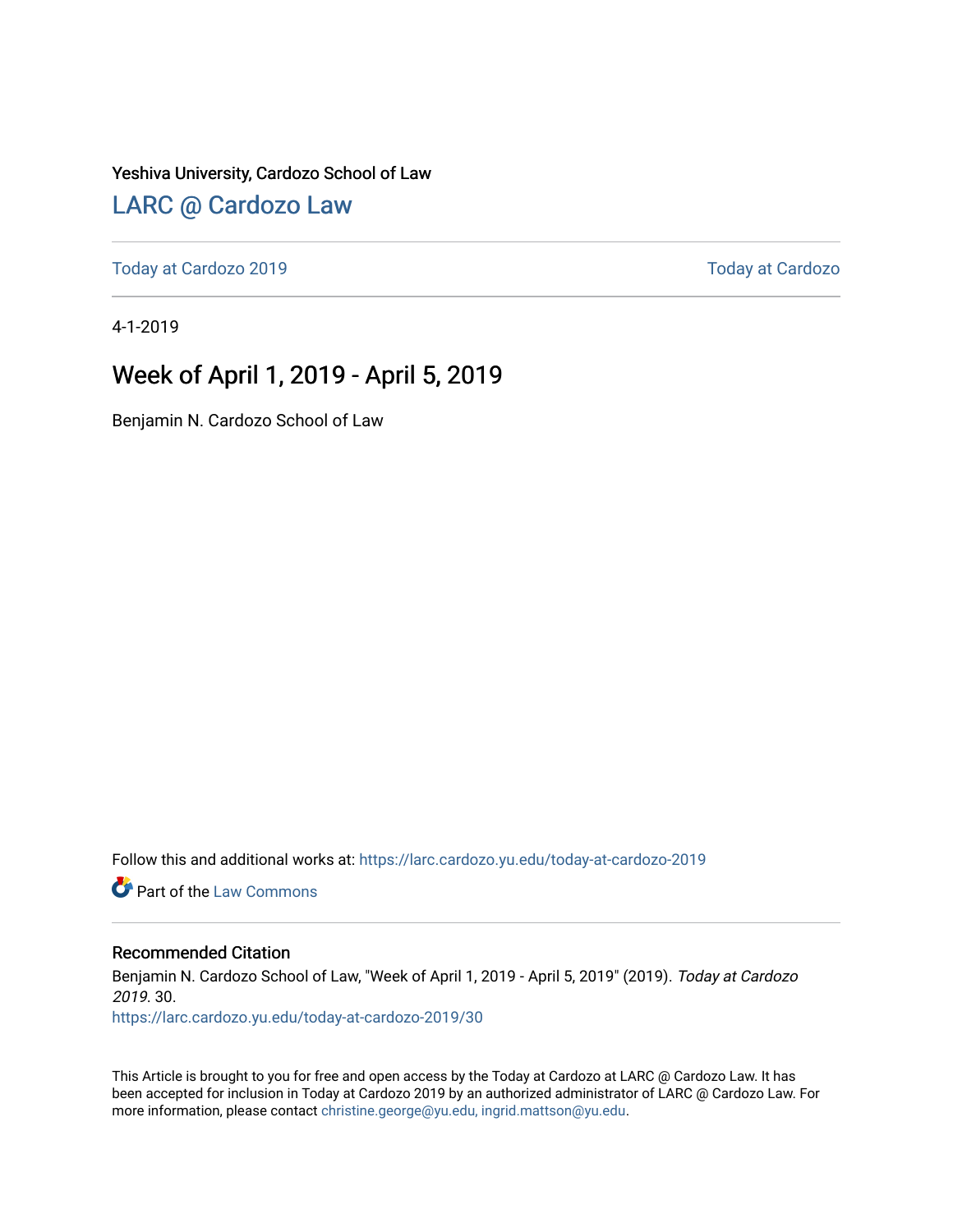Yeshiva University, Cardozo School of Law

# LARC @ Cardozo Law

Today at Cardozo 2019 | Today at Cardozo

---

4-1-2019

## Week of April 1, 2019 - April 5, 2019

Benjamin N. Cardozo School of Law

Follow this and additional works at: https://larc.cardozo.yu.edu/today-at-cardozo-2019

Part of the Law Commons

---

### Recommended Citation

Benjamin N. Cardozo School of Law, "Week of April 1, 2019 - April 5, 2019" (2019). *Today at Cardozo 2019*. 30.
https://larc.cardozo.yu.edu/today-at-cardozo-2019/30

This Article is brought to you for free and open access by the Today at Cardozo at LARC @ Cardozo Law. It has been accepted for inclusion in Today at Cardozo 2019 by an authorized administrator of LARC @ Cardozo Law. For more information, please contact christine.george@yu.edu, ingrid.mattson@yu.edu.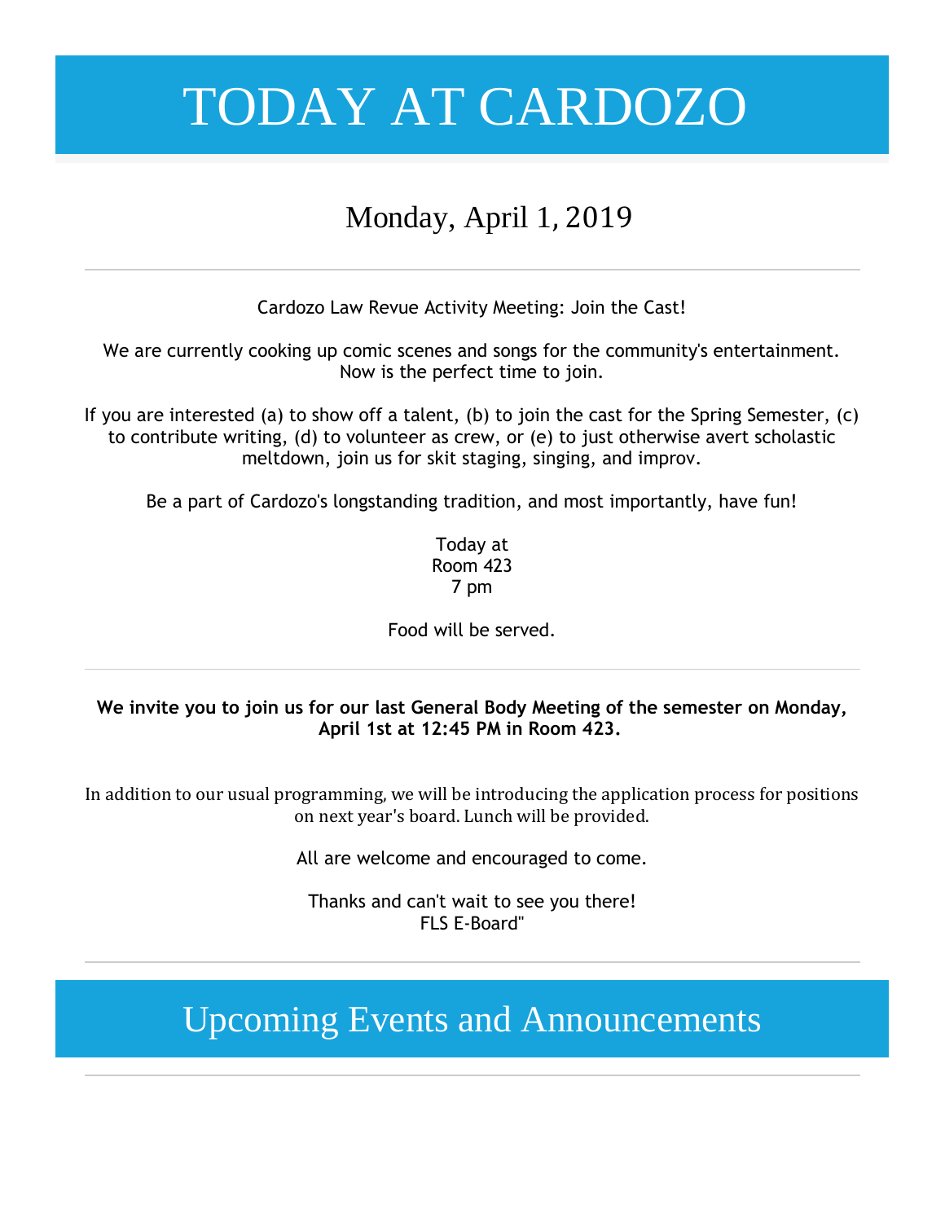# TODAY AT CARDOZO

## Monday, April 1, 2019

---

Cardozo Law Revue Activity Meeting: Join the Cast!

We are currently cooking up comic scenes and songs for the community's entertainment. Now is the perfect time to join.

If you are interested (a) to show off a talent, (b) to join the cast for the Spring Semester, (c) to contribute writing, (d) to volunteer as crew, or (e) to just otherwise avert scholastic meltdown, join us for skit staging, singing, and improv.

Be a part of Cardozo's longstanding tradition, and most importantly, have fun!

Today at
Room 423
7 pm

Food will be served.

---

**We invite you to join us for our last General Body Meeting of the semester on Monday, April 1st at 12:45 PM in Room 423.**

In addition to our usual programming, we will be introducing the application process for positions on next year's board. Lunch will be provided.

All are welcome and encouraged to come.

Thanks and can't wait to see you there!
FLS E-Board"

---

# Upcoming Events and Announcements

---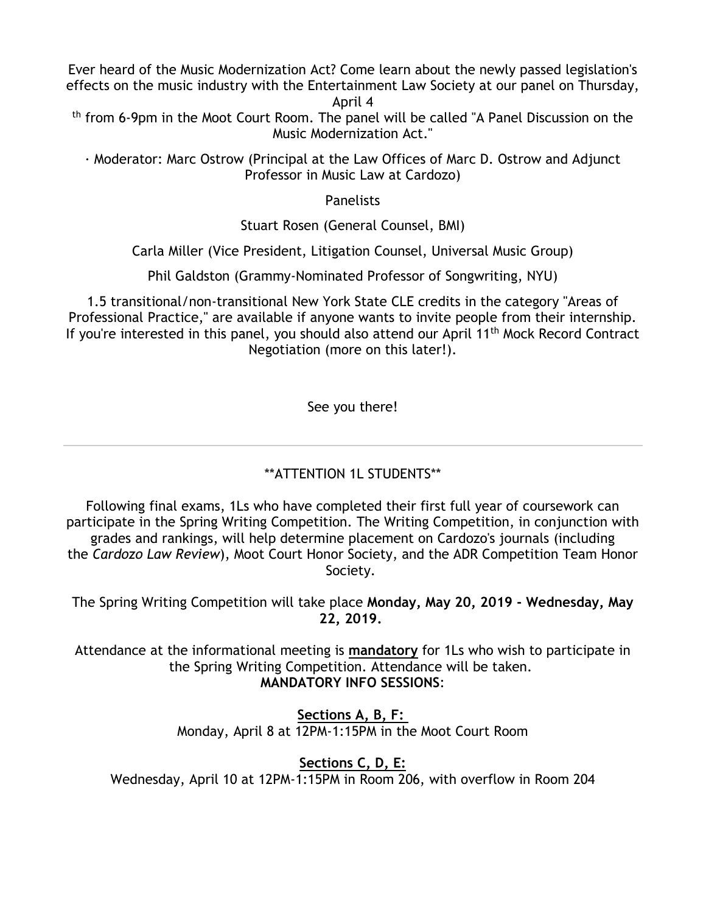Ever heard of the Music Modernization Act? Come learn about the newly passed legislation's effects on the music industry with the Entertainment Law Society at our panel on Thursday, April 4th from 6-9pm in the Moot Court Room. The panel will be called "A Panel Discussion on the Music Modernization Act."

· Moderator: Marc Ostrow (Principal at the Law Offices of Marc D. Ostrow and Adjunct Professor in Music Law at Cardozo)

Panelists

Stuart Rosen (General Counsel, BMI)

Carla Miller (Vice President, Litigation Counsel, Universal Music Group)

Phil Galdston (Grammy-Nominated Professor of Songwriting, NYU)

1.5 transitional/non-transitional New York State CLE credits in the category "Areas of Professional Practice," are available if anyone wants to invite people from their internship. If you're interested in this panel, you should also attend our April 11th Mock Record Contract Negotiation (more on this later!).

See you there!

---

**ATTENTION 1L STUDENTS**

Following final exams, 1Ls who have completed their first full year of coursework can participate in the Spring Writing Competition. The Writing Competition, in conjunction with grades and rankings, will help determine placement on Cardozo's journals (including the *Cardozo Law Review*), Moot Court Honor Society, and the ADR Competition Team Honor Society.

The Spring Writing Competition will take place **Monday, May 20, 2019 - Wednesday, May 22, 2019.**

Attendance at the informational meeting is **mandatory** for 1Ls who wish to participate in the Spring Writing Competition. Attendance will be taken.

**MANDATORY INFO SESSIONS**:

**Sections A, B, F:**
Monday, April 8 at 12PM-1:15PM in the Moot Court Room

**Sections C, D, E:**
Wednesday, April 10 at 12PM-1:15PM in Room 206, with overflow in Room 204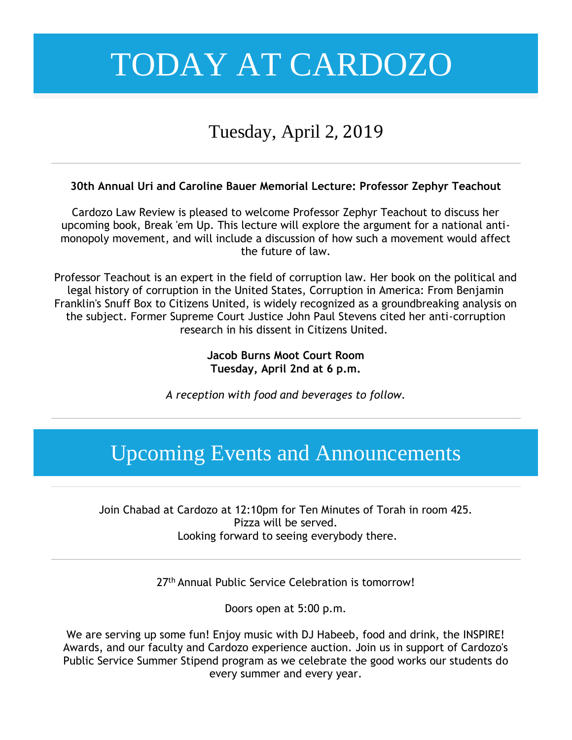# TODAY AT CARDOZO

## Tuesday, April 2, 2019

---

**30th Annual Uri and Caroline Bauer Memorial Lecture: Professor Zephyr Teachout**

Cardozo Law Review is pleased to welcome Professor Zephyr Teachout to discuss her upcoming book, Break 'em Up. This lecture will explore the argument for a national anti-monopoly movement, and will include a discussion of how such a movement would affect the future of law.

Professor Teachout is an expert in the field of corruption law. Her book on the political and legal history of corruption in the United States, Corruption in America: From Benjamin Franklin's Snuff Box to Citizens United, is widely recognized as a groundbreaking analysis on the subject. Former Supreme Court Justice John Paul Stevens cited her anti-corruption research in his dissent in Citizens United.

**Jacob Burns Moot Court Room**
**Tuesday, April 2nd at 6 p.m.**

*A reception with food and beverages to follow.*

---

# Upcoming Events and Announcements

---

Join Chabad at Cardozo at 12:10pm for Ten Minutes of Torah in room 425.
Pizza will be served.
Looking forward to seeing everybody there.

---

27th Annual Public Service Celebration is tomorrow!

Doors open at 5:00 p.m.

We are serving up some fun! Enjoy music with DJ Habeeb, food and drink, the INSPIRE! Awards, and our faculty and Cardozo experience auction. Join us in support of Cardozo's Public Service Summer Stipend program as we celebrate the good works our students do every summer and every year.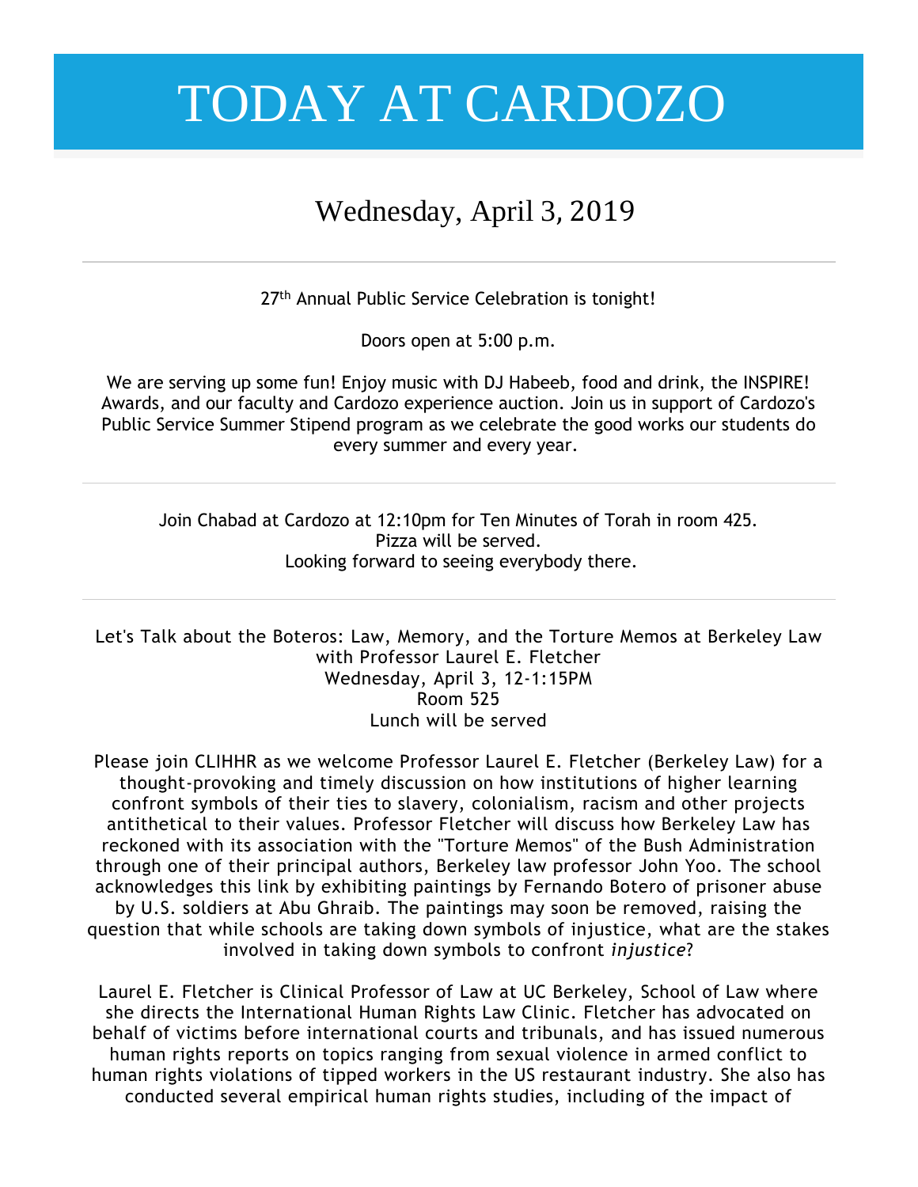# TODAY AT CARDOZO

## Wednesday, April 3, 2019

---

27th Annual Public Service Celebration is tonight!

Doors open at 5:00 p.m.

We are serving up some fun! Enjoy music with DJ Habeeb, food and drink, the INSPIRE! Awards, and our faculty and Cardozo experience auction. Join us in support of Cardozo's Public Service Summer Stipend program as we celebrate the good works our students do every summer and every year.

---

Join Chabad at Cardozo at 12:10pm for Ten Minutes of Torah in room 425.
Pizza will be served.
Looking forward to seeing everybody there.

---

Let's Talk about the Boteros: Law, Memory, and the Torture Memos at Berkeley Law with Professor Laurel E. Fletcher
Wednesday, April 3, 12-1:15PM
Room 525
Lunch will be served

Please join CLIHHR as we welcome Professor Laurel E. Fletcher (Berkeley Law) for a thought-provoking and timely discussion on how institutions of higher learning confront symbols of their ties to slavery, colonialism, racism and other projects antithetical to their values. Professor Fletcher will discuss how Berkeley Law has reckoned with its association with the "Torture Memos" of the Bush Administration through one of their principal authors, Berkeley law professor John Yoo. The school acknowledges this link by exhibiting paintings by Fernando Botero of prisoner abuse by U.S. soldiers at Abu Ghraib. The paintings may soon be removed, raising the question that while schools are taking down symbols of injustice, what are the stakes involved in taking down symbols to confront *injustice*?

Laurel E. Fletcher is Clinical Professor of Law at UC Berkeley, School of Law where she directs the International Human Rights Law Clinic. Fletcher has advocated on behalf of victims before international courts and tribunals, and has issued numerous human rights reports on topics ranging from sexual violence in armed conflict to human rights violations of tipped workers in the US restaurant industry. She also has conducted several empirical human rights studies, including of the impact of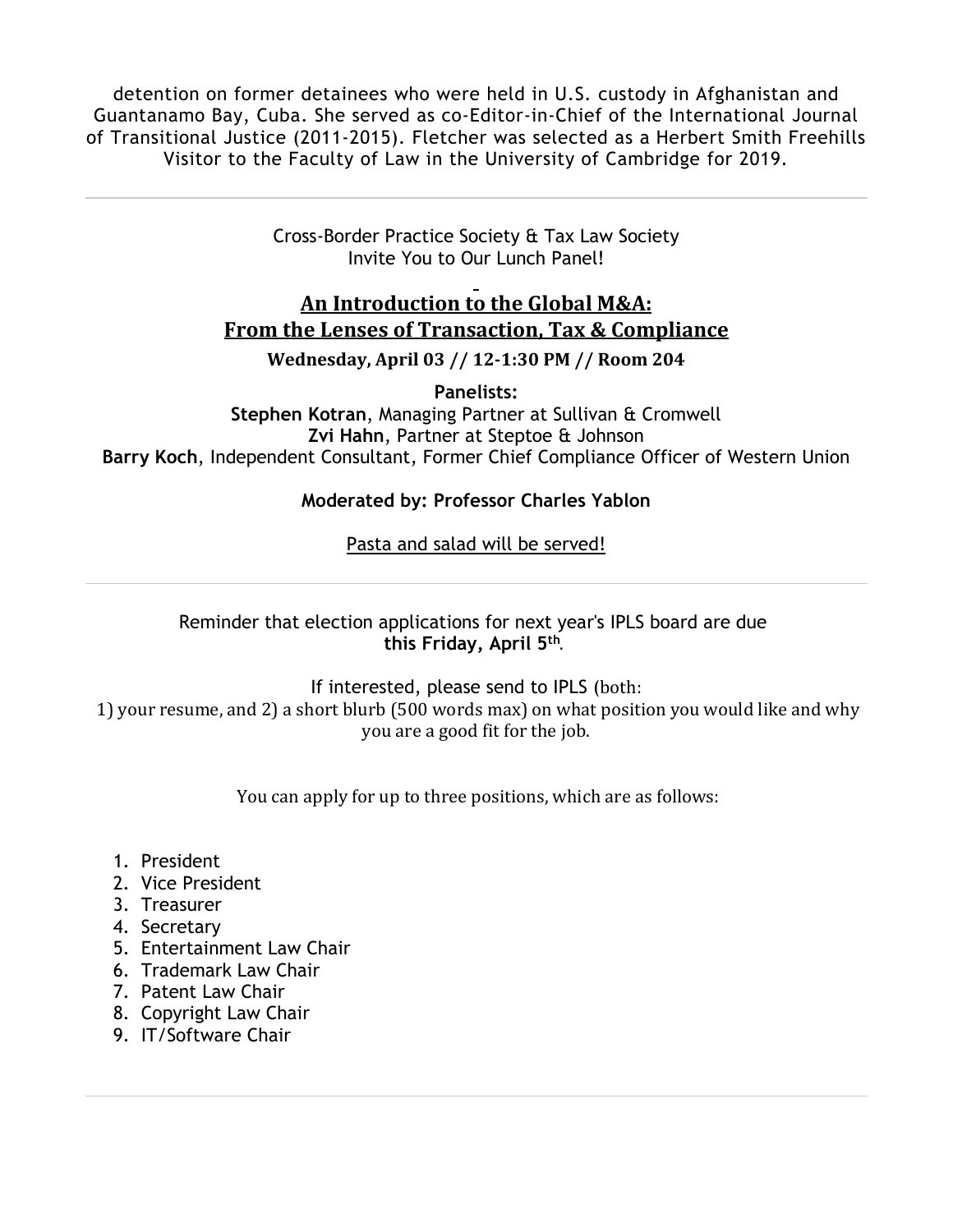detention on former detainees who were held in U.S. custody in Afghanistan and Guantanamo Bay, Cuba. She served as co-Editor-in-Chief of the International Journal of Transitional Justice (2011-2015). Fletcher was selected as a Herbert Smith Freehills Visitor to the Faculty of Law in the University of Cambridge for 2019.

---

Cross-Border Practice Society & Tax Law Society
Invite You to Our Lunch Panel!

## An Introduction to the Global M&A: From the Lenses of Transaction, Tax & Compliance

**Wednesday, April 03 // 12-1:30 PM // Room 204**

**Panelists:**

**Stephen Kotran**, Managing Partner at Sullivan & Cromwell
**Zvi Hahn**, Partner at Steptoe & Johnson
**Barry Koch**, Independent Consultant, Former Chief Compliance Officer of Western Union

**Moderated by: Professor Charles Yablon**

Pasta and salad will be served!

---

Reminder that election applications for next year's IPLS board are due **this Friday, April 5th**.

If interested, please send to IPLS (both:
1) your resume, and 2) a short blurb (500 words max) on what position you would like and why you are a good fit for the job.

You can apply for up to three positions, which are as follows:

1. President
2. Vice President
3. Treasurer
4. Secretary
5. Entertainment Law Chair
6. Trademark Law Chair
7. Patent Law Chair
8. Copyright Law Chair
9. IT/Software Chair

---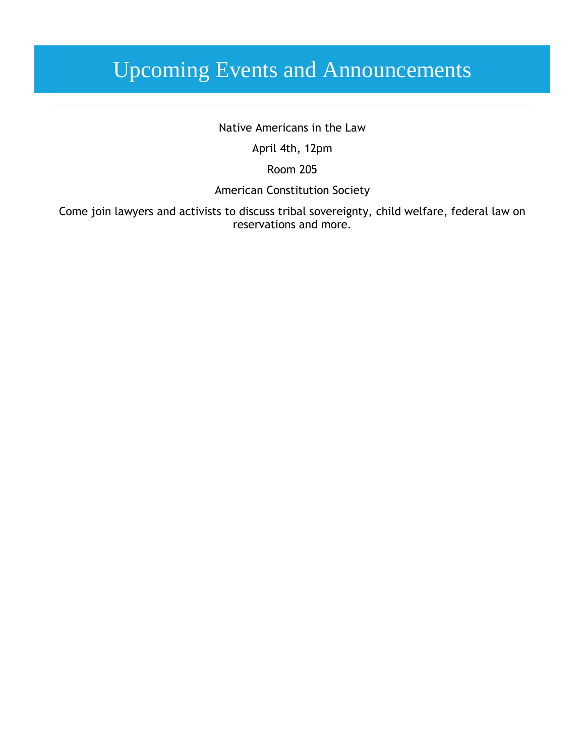# Upcoming Events and Announcements

---

Native Americans in the Law

April 4th, 12pm

Room 205

American Constitution Society

Come join lawyers and activists to discuss tribal sovereignty, child welfare, federal law on reservations and more.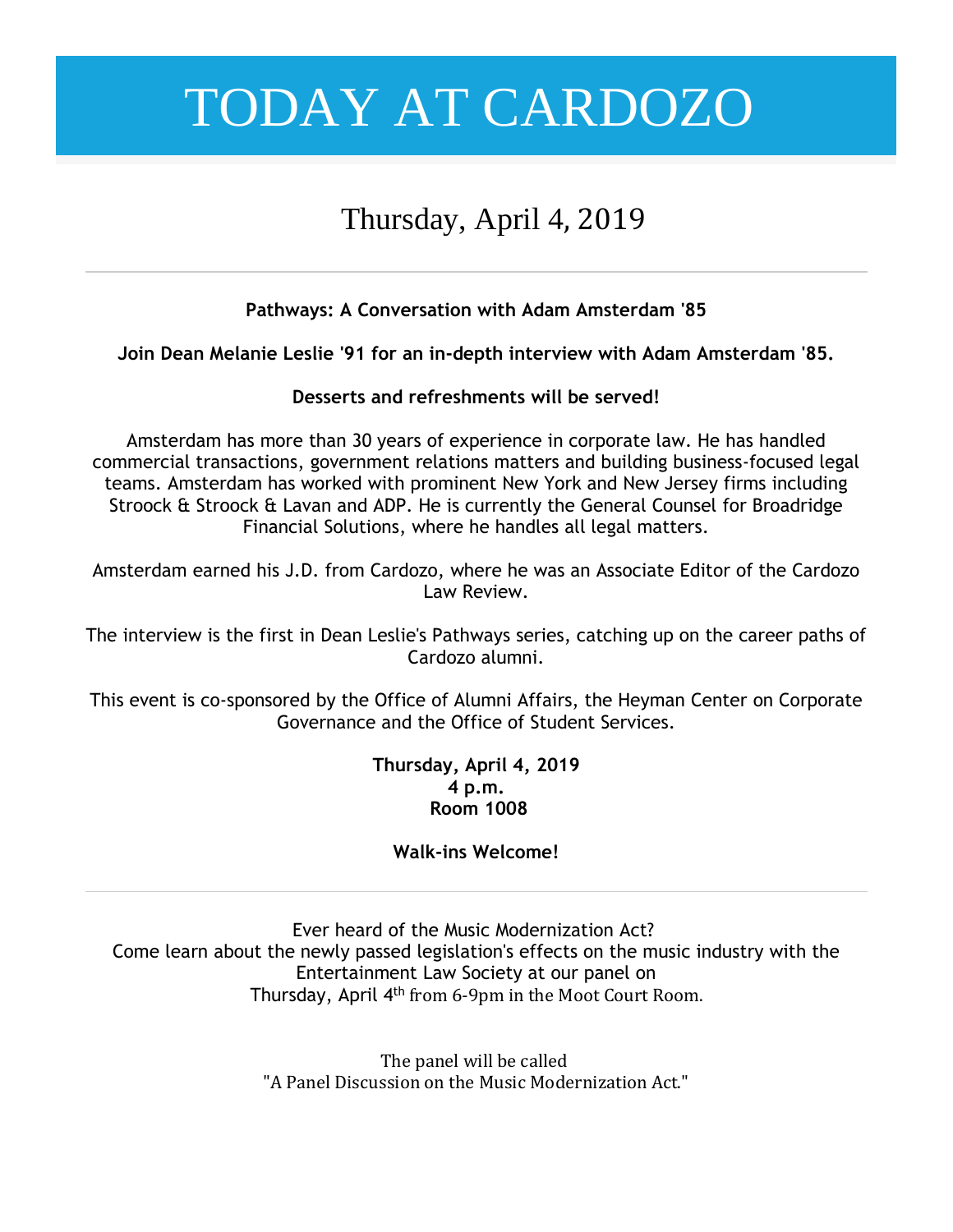# TODAY AT CARDOZO

## Thursday, April 4, 2019

---

**Pathways: A Conversation with Adam Amsterdam '85**

**Join Dean Melanie Leslie '91 for an in-depth interview with Adam Amsterdam '85.**

**Desserts and refreshments will be served!**

Amsterdam has more than 30 years of experience in corporate law. He has handled commercial transactions, government relations matters and building business-focused legal teams. Amsterdam has worked with prominent New York and New Jersey firms including Stroock & Stroock & Lavan and ADP. He is currently the General Counsel for Broadridge Financial Solutions, where he handles all legal matters.

Amsterdam earned his J.D. from Cardozo, where he was an Associate Editor of the Cardozo Law Review.

The interview is the first in Dean Leslie's Pathways series, catching up on the career paths of Cardozo alumni.

This event is co-sponsored by the Office of Alumni Affairs, the Heyman Center on Corporate Governance and the Office of Student Services.

**Thursday, April 4, 2019**
**4 p.m.**
**Room 1008**

**Walk-ins Welcome!**

---

Ever heard of the Music Modernization Act?
Come learn about the newly passed legislation's effects on the music industry with the Entertainment Law Society at our panel on
Thursday, April 4th from 6-9pm in the Moot Court Room.

The panel will be called
"A Panel Discussion on the Music Modernization Act."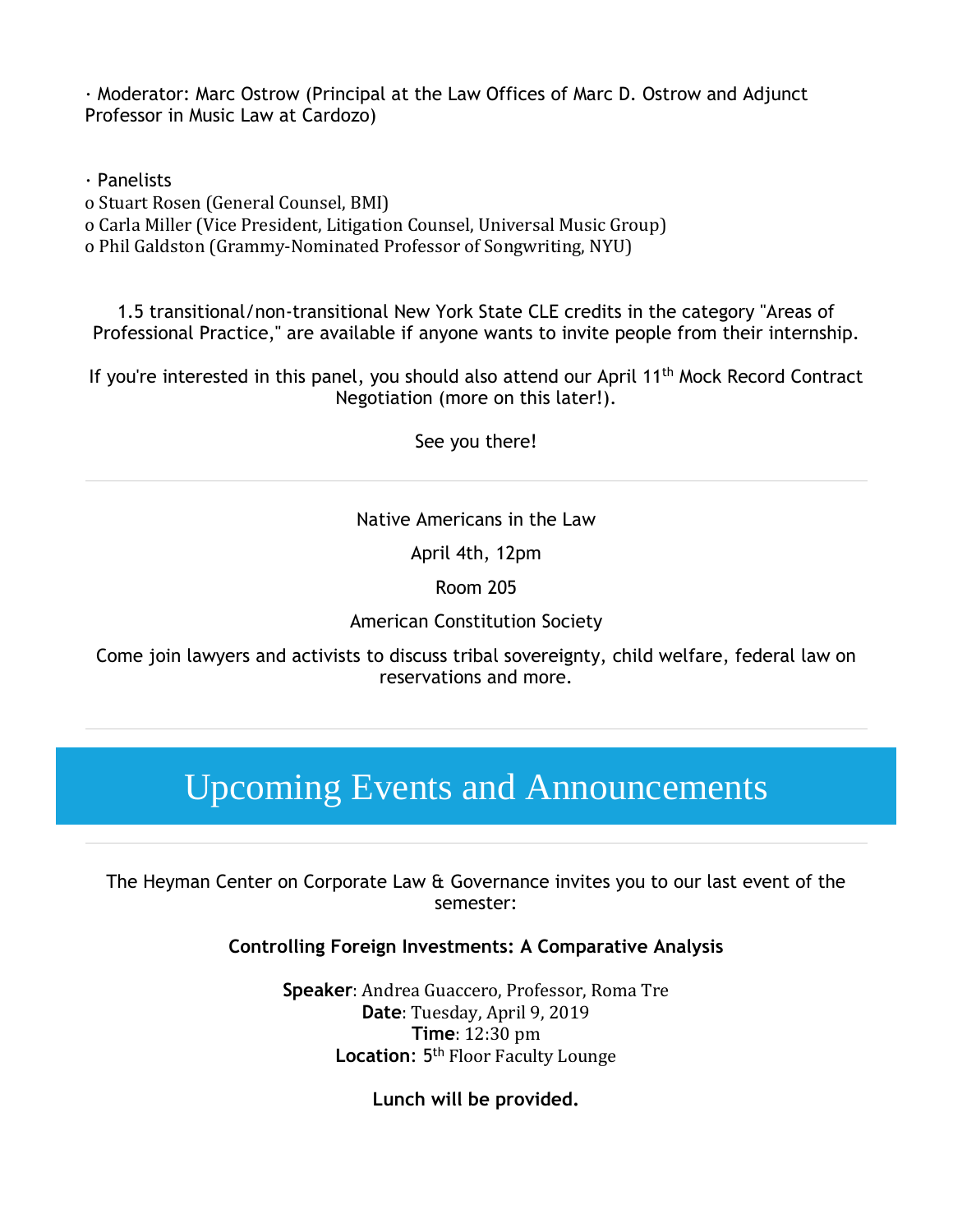· Moderator: Marc Ostrow (Principal at the Law Offices of Marc D. Ostrow and Adjunct Professor in Music Law at Cardozo)

· Panelists
- o Stuart Rosen (General Counsel, BMI)
- o Carla Miller (Vice President, Litigation Counsel, Universal Music Group)
- o Phil Galdston (Grammy-Nominated Professor of Songwriting, NYU)

1.5 transitional/non-transitional New York State CLE credits in the category "Areas of Professional Practice," are available if anyone wants to invite people from their internship.

If you're interested in this panel, you should also attend our April 11th Mock Record Contract Negotiation (more on this later!).

See you there!

---

Native Americans in the Law

April 4th, 12pm

Room 205

American Constitution Society

Come join lawyers and activists to discuss tribal sovereignty, child welfare, federal law on reservations and more.

---

# Upcoming Events and Announcements

---

The Heyman Center on Corporate Law & Governance invites you to our last event of the semester:

**Controlling Foreign Investments: A Comparative Analysis**

**Speaker**: Andrea Guaccero, Professor, Roma Tre
**Date**: Tuesday, April 9, 2019
**Time**: 12:30 pm
**Location**: 5th Floor Faculty Lounge

**Lunch will be provided.**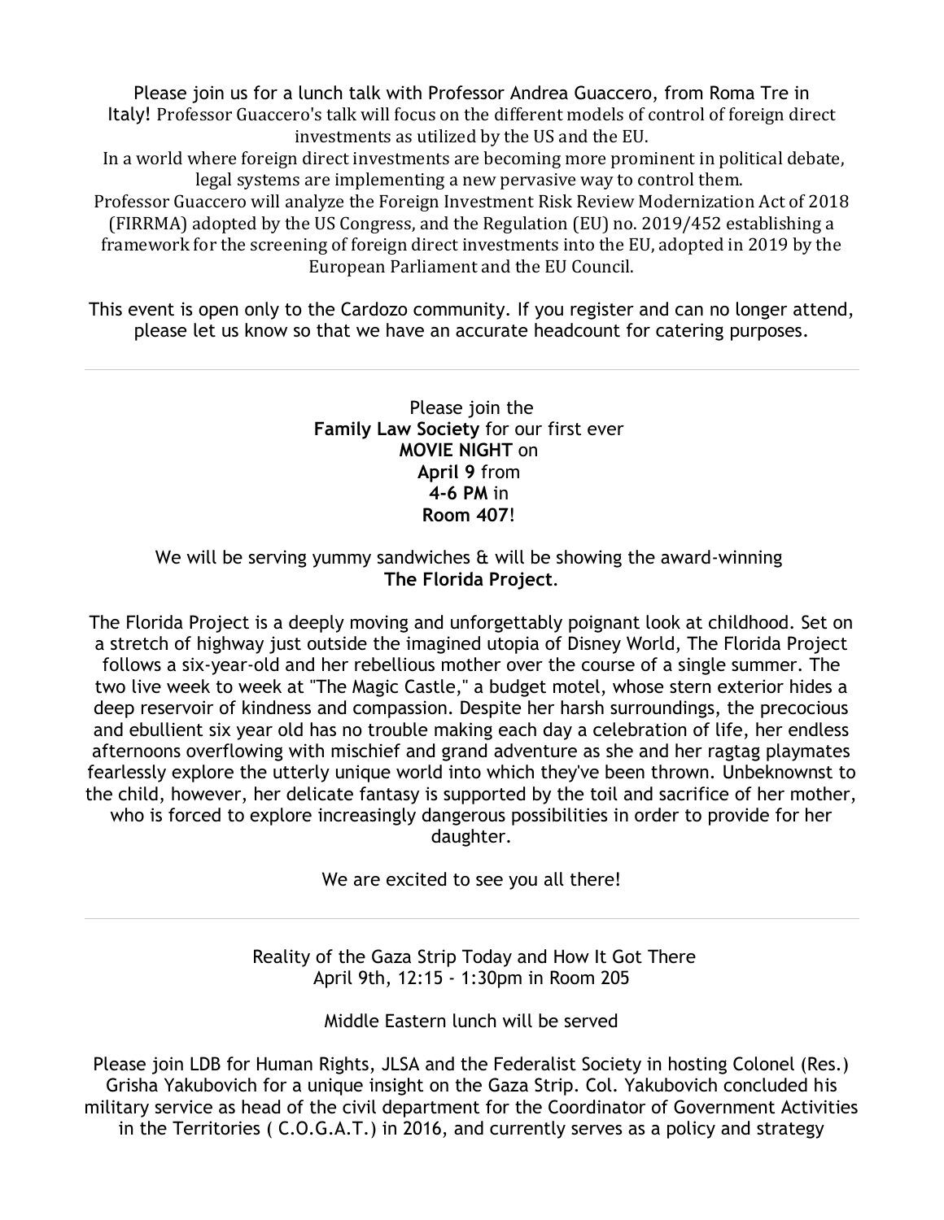Please join us for a lunch talk with Professor Andrea Guaccero, from Roma Tre in Italy! Professor Guaccero's talk will focus on the different models of control of foreign direct investments as utilized by the US and the EU.

In a world where foreign direct investments are becoming more prominent in political debate, legal systems are implementing a new pervasive way to control them.

Professor Guaccero will analyze the Foreign Investment Risk Review Modernization Act of 2018 (FIRRMA) adopted by the US Congress, and the Regulation (EU) no. 2019/452 establishing a framework for the screening of foreign direct investments into the EU, adopted in 2019 by the European Parliament and the EU Council.

This event is open only to the Cardozo community. If you register and can no longer attend, please let us know so that we have an accurate headcount for catering purposes.

---

Please join the **Family Law Society** for our first ever **MOVIE NIGHT** on **April 9** from **4-6 PM** in **Room 407**!

We will be serving yummy sandwiches & will be showing the award-winning **The Florida Project**.

The Florida Project is a deeply moving and unforgettably poignant look at childhood. Set on a stretch of highway just outside the imagined utopia of Disney World, The Florida Project follows a six-year-old and her rebellious mother over the course of a single summer. The two live week to week at "The Magic Castle," a budget motel, whose stern exterior hides a deep reservoir of kindness and compassion. Despite her harsh surroundings, the precocious and ebullient six year old has no trouble making each day a celebration of life, her endless afternoons overflowing with mischief and grand adventure as she and her ragtag playmates fearlessly explore the utterly unique world into which they've been thrown. Unbeknownst to the child, however, her delicate fantasy is supported by the toil and sacrifice of her mother, who is forced to explore increasingly dangerous possibilities in order to provide for her daughter.

We are excited to see you all there!

---

Reality of the Gaza Strip Today and How It Got There
April 9th, 12:15 - 1:30pm in Room 205

Middle Eastern lunch will be served

Please join LDB for Human Rights, JLSA and the Federalist Society in hosting Colonel (Res.) Grisha Yakubovich for a unique insight on the Gaza Strip. Col. Yakubovich concluded his military service as head of the civil department for the Coordinator of Government Activities in the Territories ( C.O.G.A.T.) in 2016, and currently serves as a policy and strategy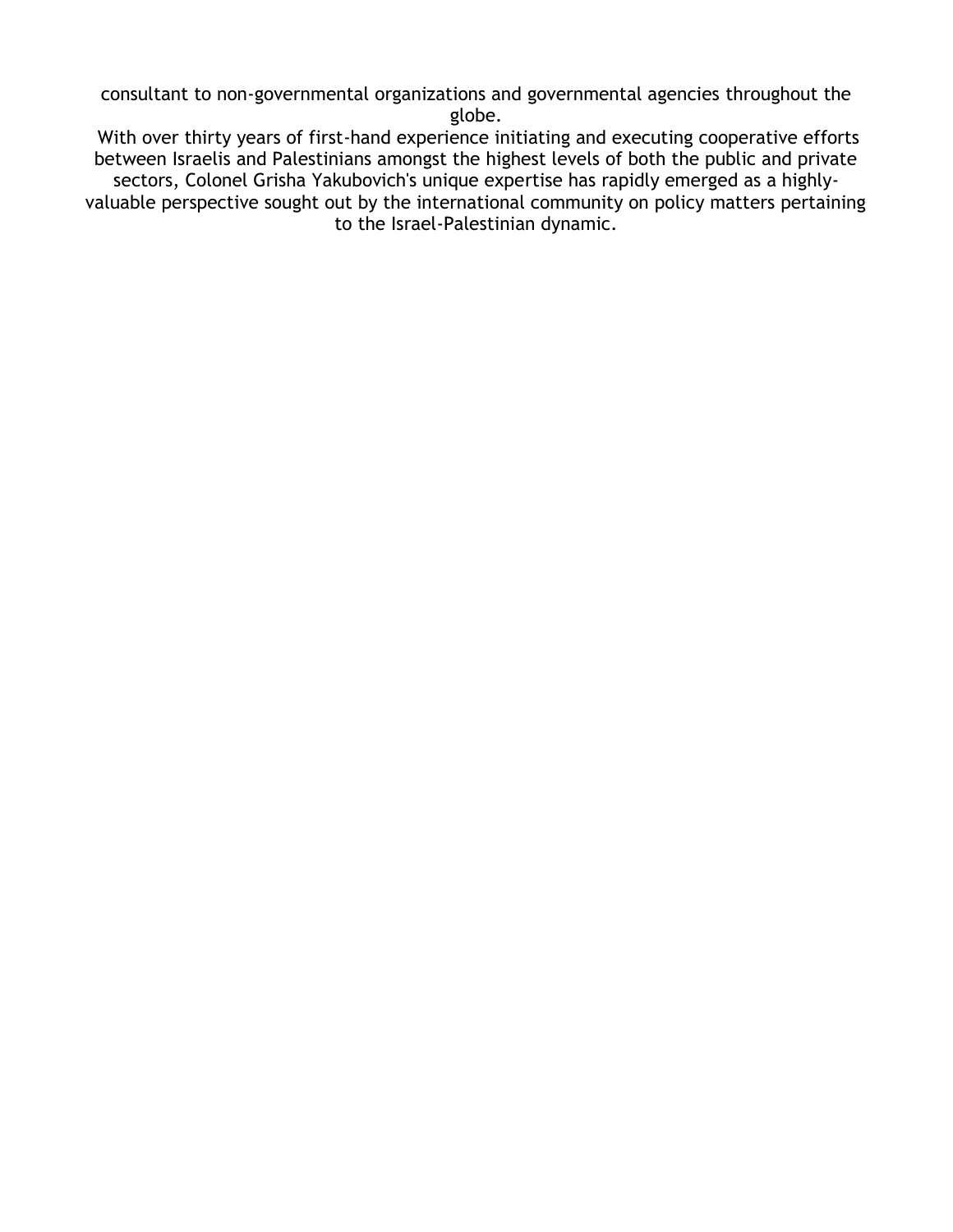consultant to non-governmental organizations and governmental agencies throughout the globe.

With over thirty years of first-hand experience initiating and executing cooperative efforts between Israelis and Palestinians amongst the highest levels of both the public and private sectors, Colonel Grisha Yakubovich's unique expertise has rapidly emerged as a highly-valuable perspective sought out by the international community on policy matters pertaining to the Israel-Palestinian dynamic.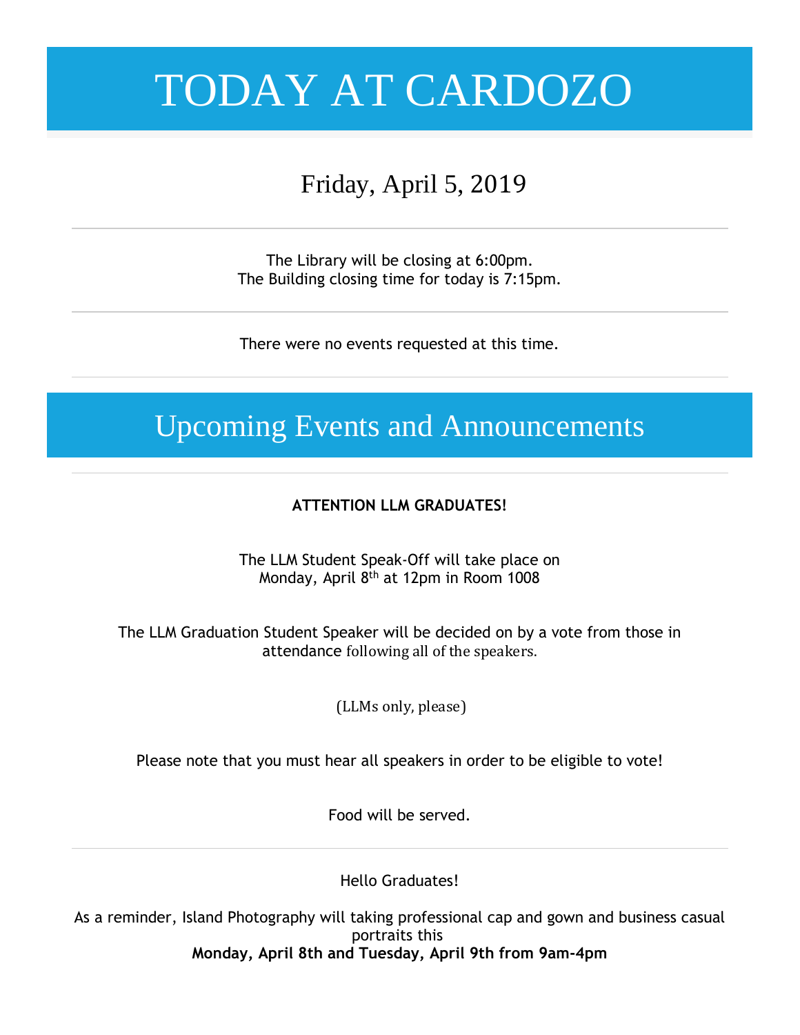# TODAY AT CARDOZO

Friday, April 5, 2019

---

The Library will be closing at 6:00pm.
The Building closing time for today is 7:15pm.

---

There were no events requested at this time.

---

## Upcoming Events and Announcements

---

**ATTENTION LLM GRADUATES!**

The LLM Student Speak-Off will take place on
Monday, April 8th at 12pm in Room 1008

The LLM Graduation Student Speaker will be decided on by a vote from those in attendance following all of the speakers.

(LLMs only, please)

Please note that you must hear all speakers in order to be eligible to vote!

Food will be served.

---

Hello Graduates!

As a reminder, Island Photography will taking professional cap and gown and business casual portraits this
**Monday, April 8th and Tuesday, April 9th from 9am-4pm**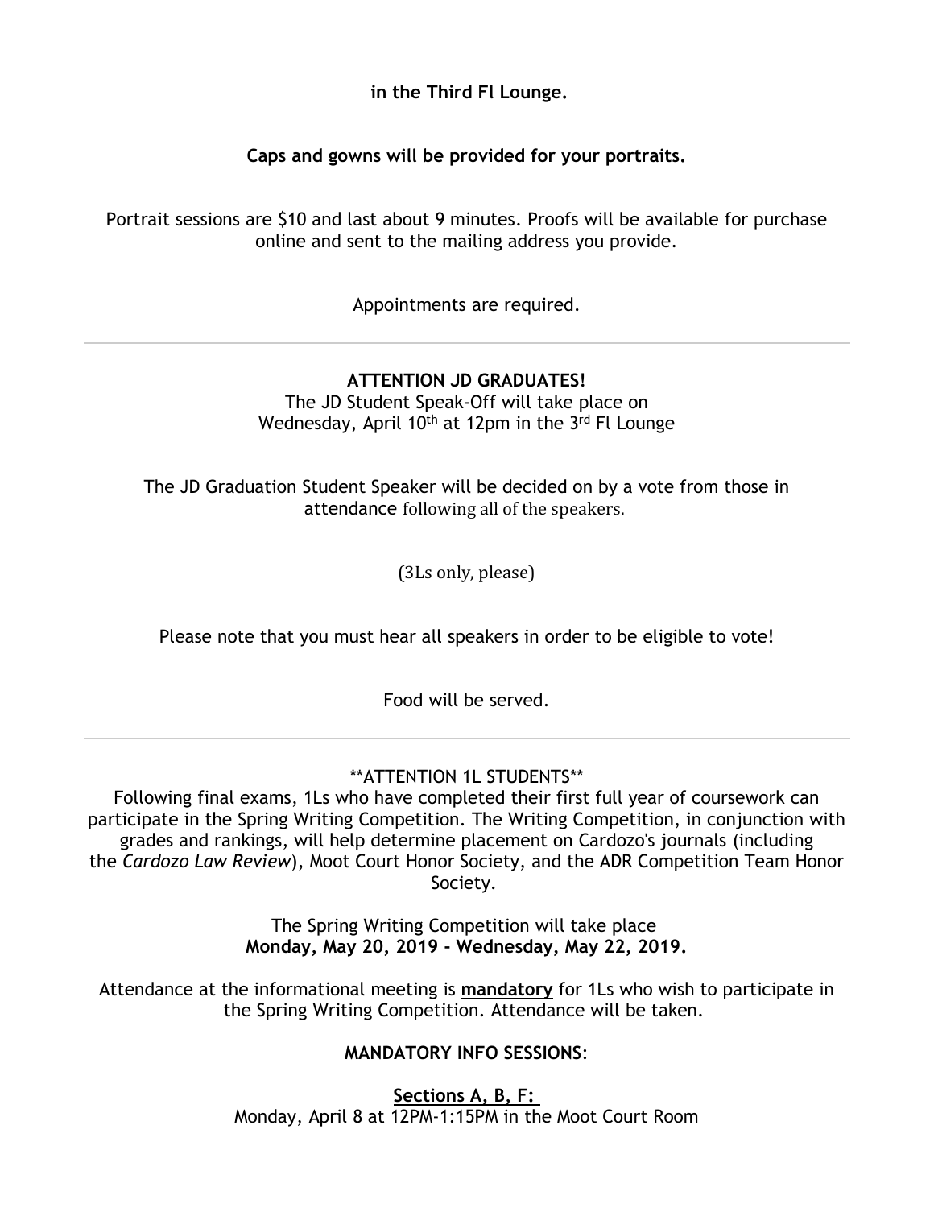**in the Third Fl Lounge.**

**Caps and gowns will be provided for your portraits.**

Portrait sessions are $10 and last about 9 minutes. Proofs will be available for purchase online and sent to the mailing address you provide.

Appointments are required.

---

**ATTENTION JD GRADUATES!**

The JD Student Speak-Off will take place on Wednesday, April 10th at 12pm in the 3rd Fl Lounge

The JD Graduation Student Speaker will be decided on by a vote from those in attendance following all of the speakers.

(3Ls only, please)

Please note that you must hear all speakers in order to be eligible to vote!

Food will be served.

---

**ATTENTION 1L STUDENTS**

Following final exams, 1Ls who have completed their first full year of coursework can participate in the Spring Writing Competition. The Writing Competition, in conjunction with grades and rankings, will help determine placement on Cardozo's journals (including the *Cardozo Law Review*), Moot Court Honor Society, and the ADR Competition Team Honor Society.

The Spring Writing Competition will take place **Monday, May 20, 2019 - Wednesday, May 22, 2019.**

Attendance at the informational meeting is **mandatory** for 1Ls who wish to participate in the Spring Writing Competition. Attendance will be taken.

**MANDATORY INFO SESSIONS**:

**Sections A, B, F:**
Monday, April 8 at 12PM-1:15PM in the Moot Court Room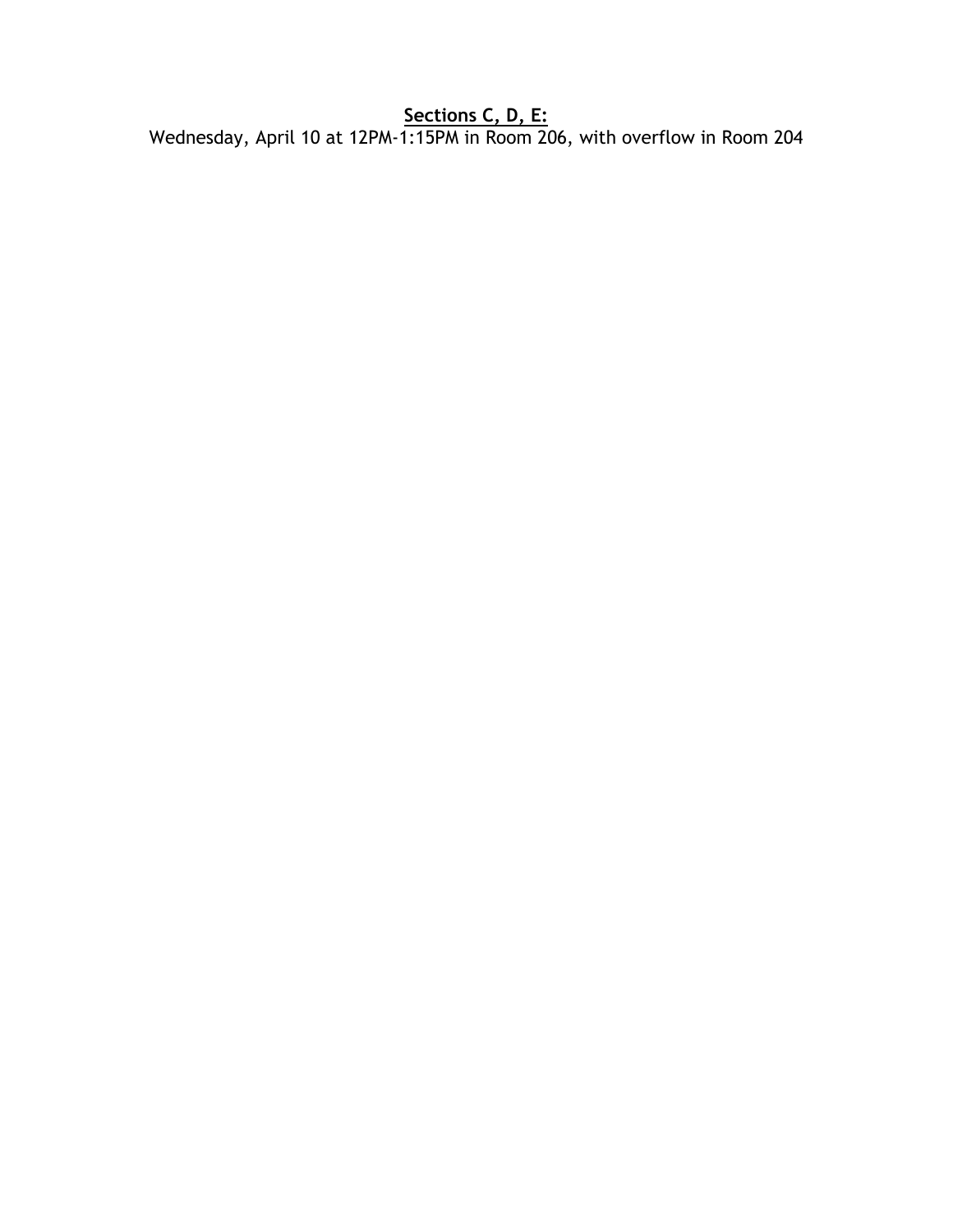**<u>Sections C, D, E:</u>**

Wednesday, April 10 at 12PM-1:15PM in Room 206, with overflow in Room 204